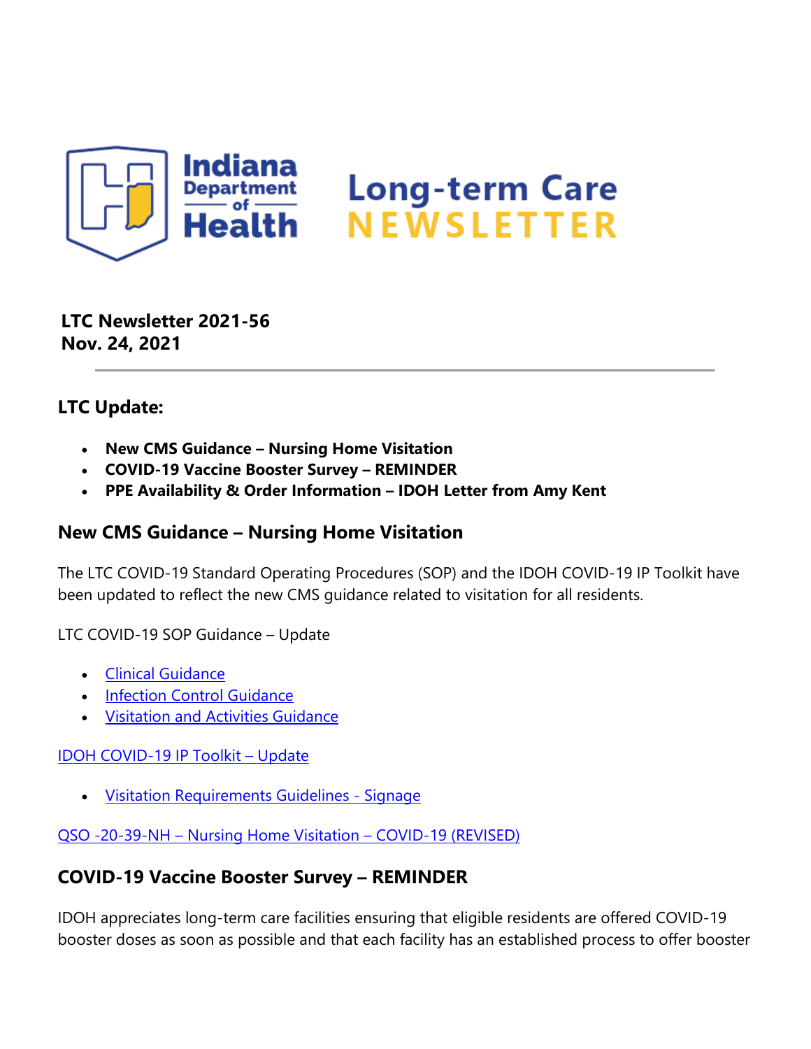# Indiana Department of Health Long-term Care NEWSLETTER

**LTC Newsletter 2021-56**
**Nov. 24, 2021**

---

## LTC Update:

- **New CMS Guidance – Nursing Home Visitation**
- **COVID-19 Vaccine Booster Survey – REMINDER**
- **PPE Availability & Order Information – IDOH Letter from Amy Kent**

## New CMS Guidance – Nursing Home Visitation

The LTC COVID-19 Standard Operating Procedures (SOP) and the IDOH COVID-19 IP Toolkit have been updated to reflect the new CMS guidance related to visitation for all residents.

LTC COVID-19 SOP Guidance – Update

- Clinical Guidance
- Infection Control Guidance
- Visitation and Activities Guidance

IDOH COVID-19 IP Toolkit – Update

- Visitation Requirements Guidelines - Signage

QSO -20-39-NH – Nursing Home Visitation – COVID-19 (REVISED)

## COVID-19 Vaccine Booster Survey – REMINDER

IDOH appreciates long-term care facilities ensuring that eligible residents are offered COVID-19 booster doses as soon as possible and that each facility has an established process to offer booster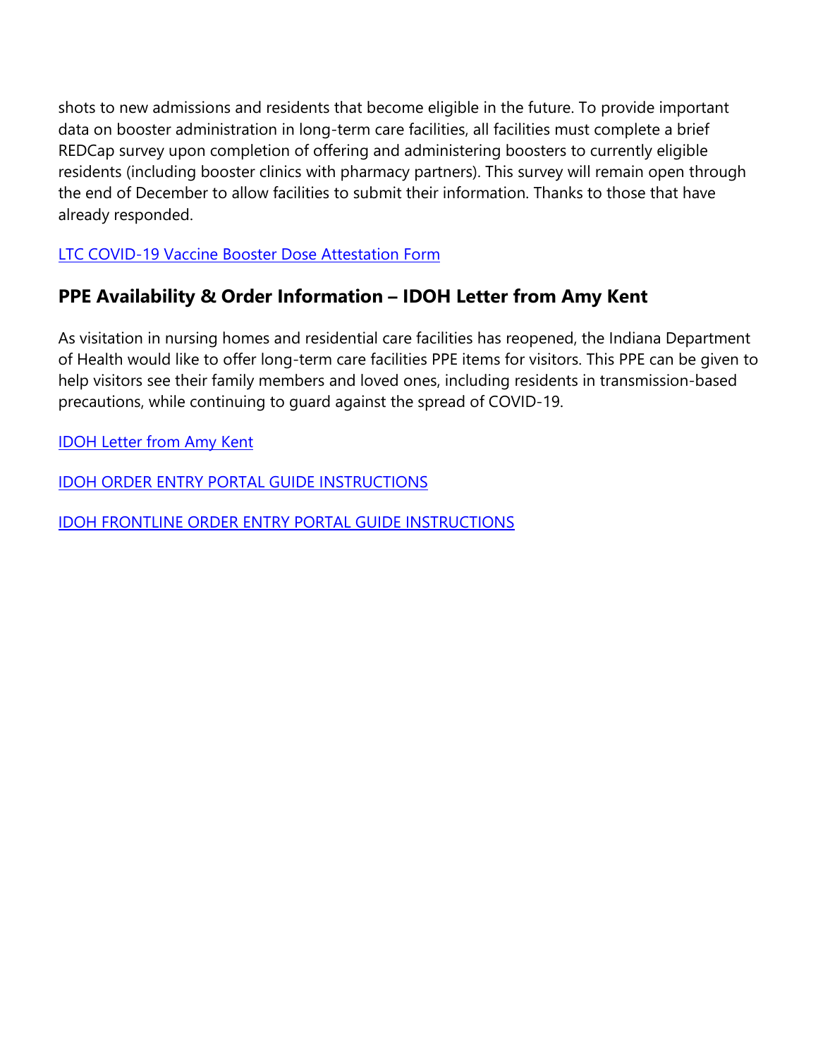shots to new admissions and residents that become eligible in the future. To provide important data on booster administration in long-term care facilities, all facilities must complete a brief REDCap survey upon completion of offering and administering boosters to currently eligible residents (including booster clinics with pharmacy partners). This survey will remain open through the end of December to allow facilities to submit their information. Thanks to those that have already responded.

LTC COVID-19 Vaccine Booster Dose Attestation Form

## PPE Availability & Order Information – IDOH Letter from Amy Kent

As visitation in nursing homes and residential care facilities has reopened, the Indiana Department of Health would like to offer long-term care facilities PPE items for visitors. This PPE can be given to help visitors see their family members and loved ones, including residents in transmission-based precautions, while continuing to guard against the spread of COVID-19.

IDOH Letter from Amy Kent

IDOH ORDER ENTRY PORTAL GUIDE INSTRUCTIONS

IDOH FRONTLINE ORDER ENTRY PORTAL GUIDE INSTRUCTIONS